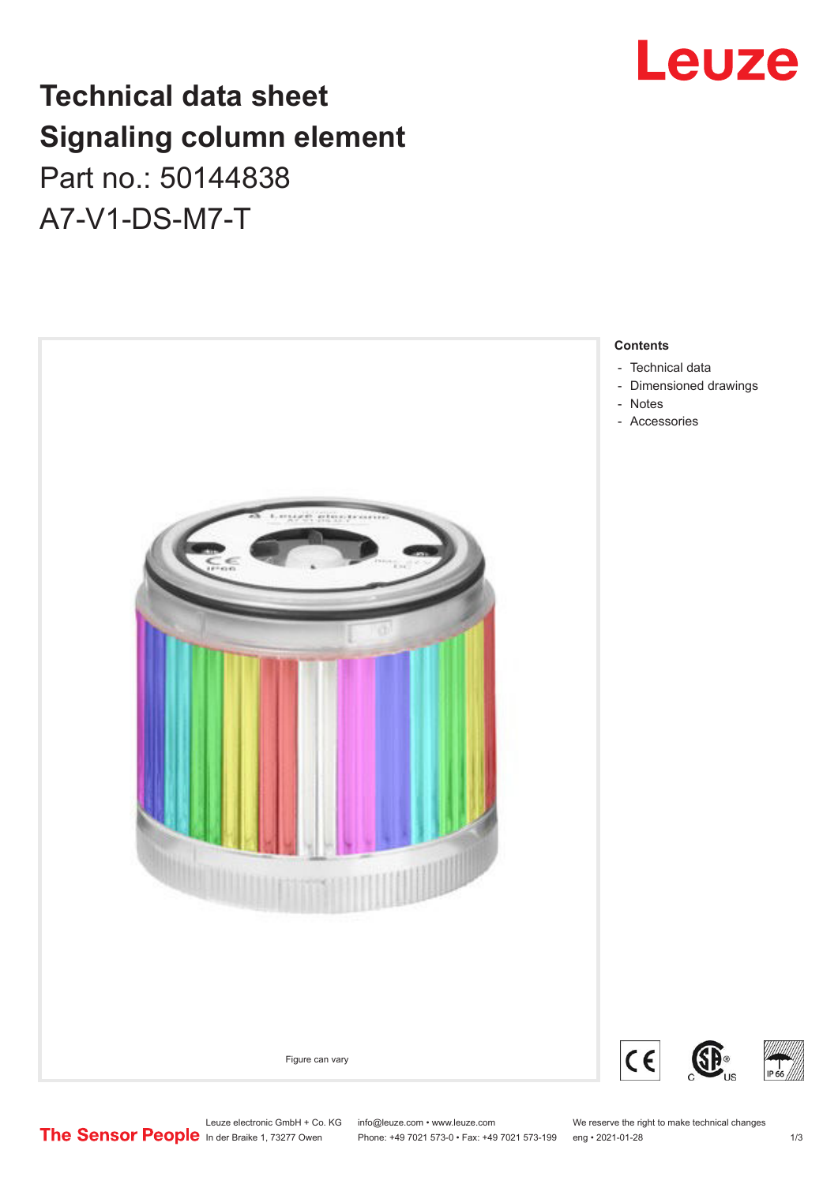# Technical data sheet
# Signaling column element
## Part no.: 50144838
## A7-V1-DS-M7-T

Figure can vary

**Contents**

- Technical data
- Dimensioned drawings
- Notes
- Accessories

Leuze electronic GmbH + Co. KG
In der Braike 1, 73277 Owen

info@leuze.com • www.leuze.com
Phone: +49 7021 573-0 • Fax: +49 7021 573-199

We reserve the right to make technical changes
eng • 2021-01-28

The Sensor People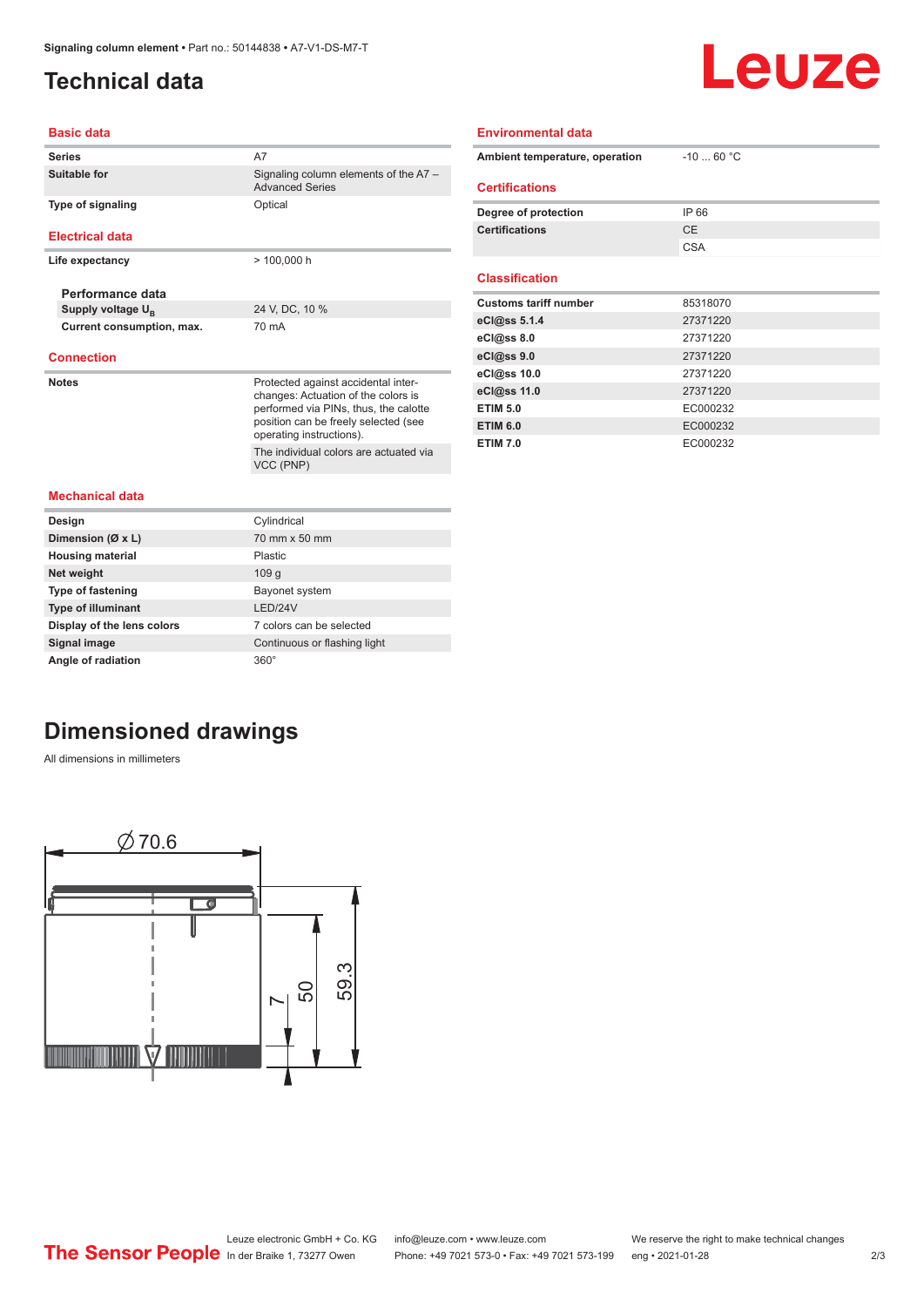# Technical data

## Basic data

| | |
|---|---|
| **Series** | A7 |
| **Suitable for** | Signaling column elements of the A7 – Advanced Series |
| **Type of signaling** | Optical |

## Electrical data

| | |
|---|---|
| **Life expectancy** | > 100,000 h |

### Performance data

| | |
|---|---|
| **Supply voltage $U_B$** | 24 V, DC, 10 % |
| **Current consumption, max.** | 70 mA |

## Connection

| | |
|---|---|
| **Notes** | Protected against accidental inter-changes: Actuation of the colors is performed via PINs, thus, the calotte position can be freely selected (see operating instructions). |
| | The individual colors are actuated via VCC (PNP) |

## Mechanical data

| | |
|---|---|
| **Design** | Cylindrical |
| **Dimension (Ø x L)** | 70 mm x 50 mm |
| **Housing material** | Plastic |
| **Net weight** | 109 g |
| **Type of fastening** | Bayonet system |
| **Type of illuminant** | LED/24V |
| **Display of the lens colors** | 7 colors can be selected |
| **Signal image** | Continuous or flashing light |
| **Angle of radiation** | 360° |

## Environmental data

| | |
|---|---|
| **Ambient temperature, operation** | -10 ... 60 °C |

## Certifications

| | |
|---|---|
| **Degree of protection** | IP 66 |
| **Certifications** | CE |
| | CSA |

## Classification

| | |
|---|---|
| **Customs tariff number** | 85318070 |
| **eCl@ss 5.1.4** | 27371220 |
| **eCl@ss 8.0** | 27371220 |
| **eCl@ss 9.0** | 27371220 |
| **eCl@ss 10.0** | 27371220 |
| **eCl@ss 11.0** | 27371220 |
| **ETIM 5.0** | EC000232 |
| **ETIM 6.0** | EC000232 |
| **ETIM 7.0** | EC000232 |

# Dimensioned drawings

All dimensions in millimeters

Ø 70.6

7

50

59.3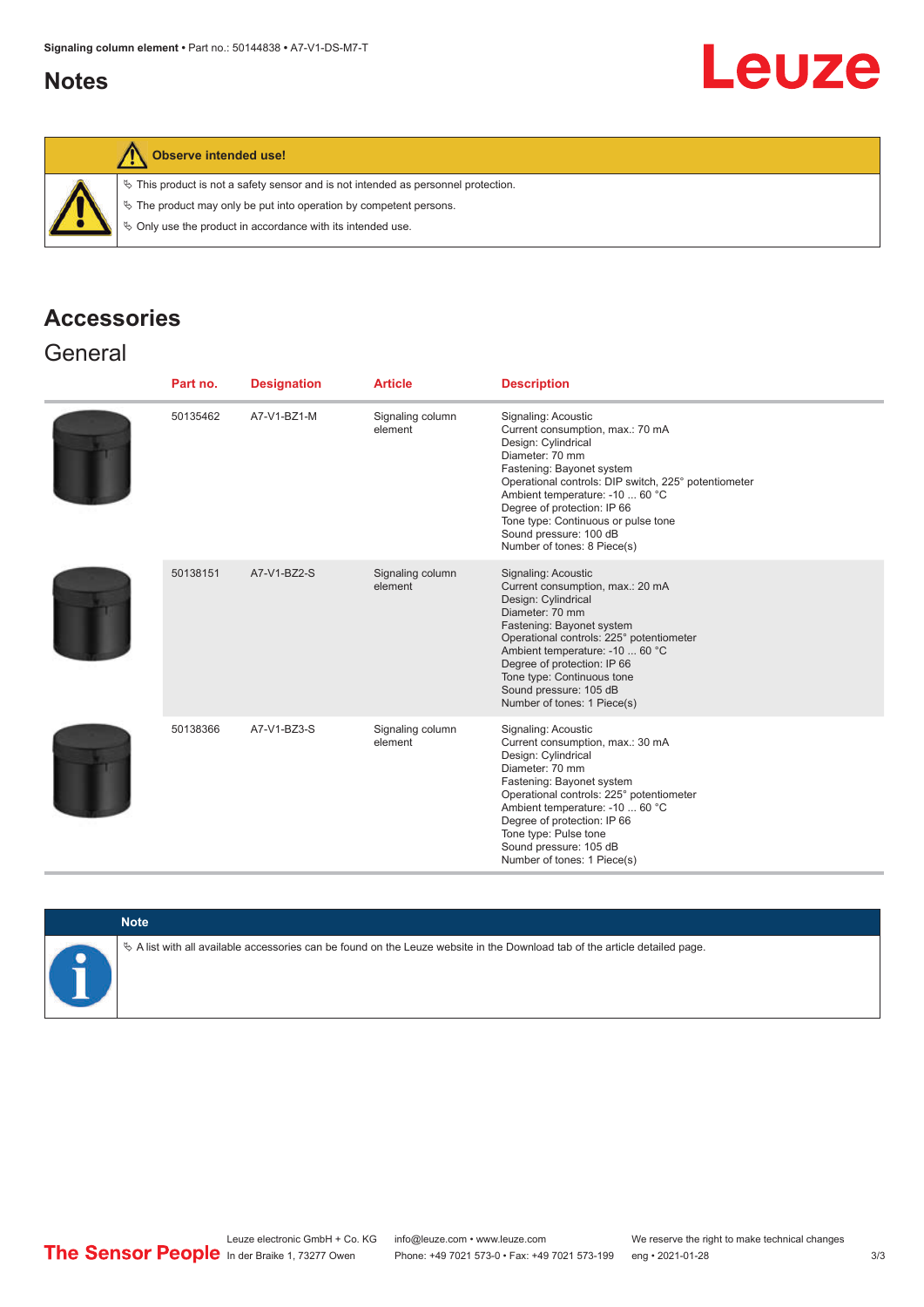## Notes

**Observe intended use!**

- ♦ This product is not a safety sensor and is not intended as personnel protection.
- ♦ The product may only be put into operation by competent persons.
- ♦ Only use the product in accordance with its intended use.

# Accessories

## General

| | Part no. | Designation | Article | Description |
|---|---|---|---|---|
| | 50135462 | A7-V1-BZ1-M | Signaling column element | Signaling: Acoustic<br>Current consumption, max.: 70 mA<br>Design: Cylindrical<br>Diameter: 70 mm<br>Fastening: Bayonet system<br>Operational controls: DIP switch, 225° potentiometer<br>Ambient temperature: -10 ... 60 °C<br>Degree of protection: IP 66<br>Tone type: Continuous or pulse tone<br>Sound pressure: 100 dB<br>Number of tones: 8 Piece(s) |
| | 50138151 | A7-V1-BZ2-S | Signaling column element | Signaling: Acoustic<br>Current consumption, max.: 20 mA<br>Design: Cylindrical<br>Diameter: 70 mm<br>Fastening: Bayonet system<br>Operational controls: 225° potentiometer<br>Ambient temperature: -10 ... 60 °C<br>Degree of protection: IP 66<br>Tone type: Continuous tone<br>Sound pressure: 105 dB<br>Number of tones: 1 Piece(s) |
| | 50138366 | A7-V1-BZ3-S | Signaling column element | Signaling: Acoustic<br>Current consumption, max.: 30 mA<br>Design: Cylindrical<br>Diameter: 70 mm<br>Fastening: Bayonet system<br>Operational controls: 225° potentiometer<br>Ambient temperature: -10 ... 60 °C<br>Degree of protection: IP 66<br>Tone type: Pulse tone<br>Sound pressure: 105 dB<br>Number of tones: 1 Piece(s) |

**Note**

- ♦ A list with all available accessories can be found on the Leuze website in the Download tab of the article detailed page.